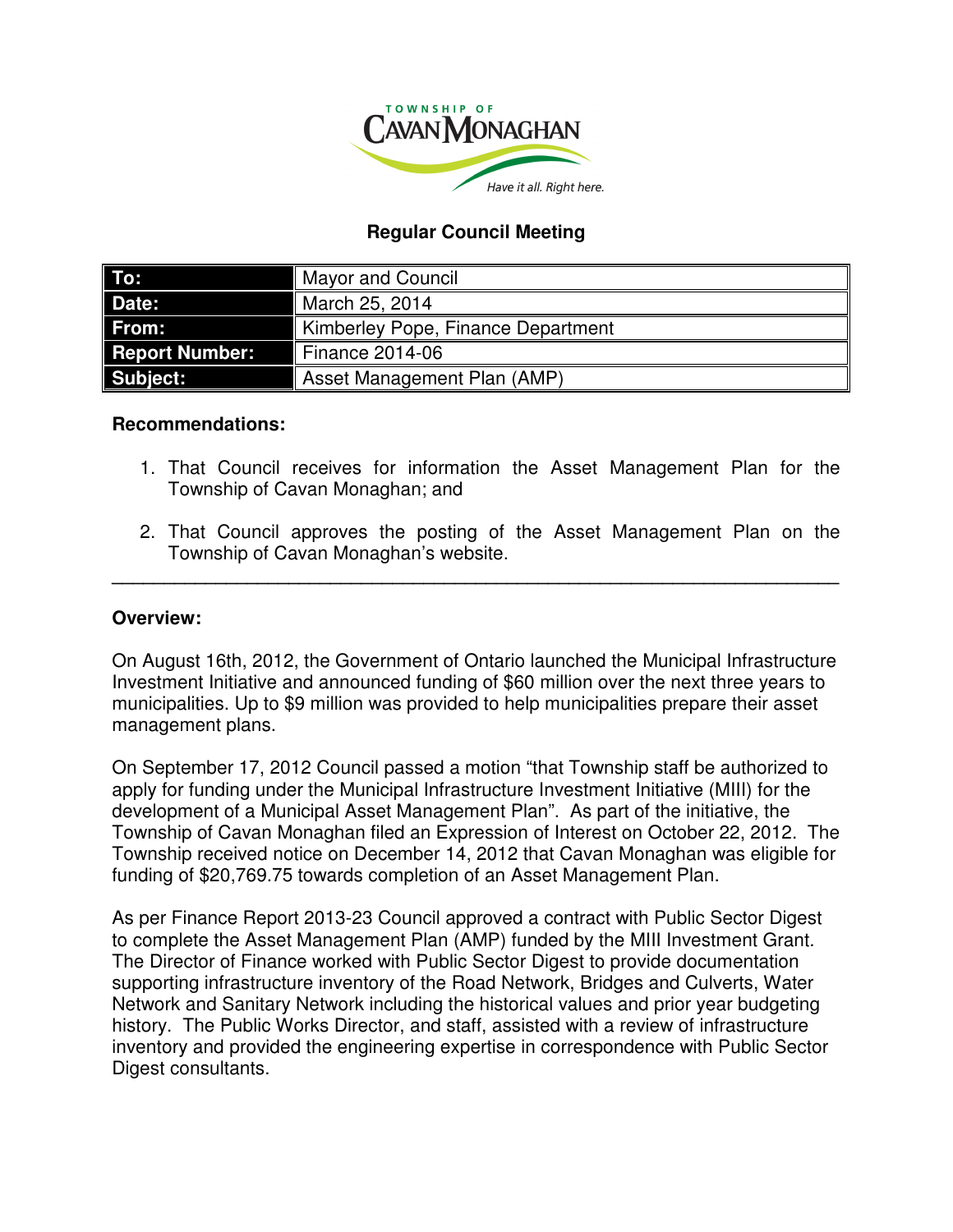TOWNSHIP OF CAVAN MONAGHAN

*Have it all. Right here.*

## Regular Council Meeting

| | |
|---|---|
| **To:** | Mayor and Council |
| **Date:** | March 25, 2014 |
| **From:** | Kimberley Pope, Finance Department |
| **Report Number:** | Finance 2014-06 |
| **Subject:** | Asset Management Plan (AMP) |

**Recommendations:**

1. That Council receives for information the Asset Management Plan for the Township of Cavan Monaghan; and

2. That Council approves the posting of the Asset Management Plan on the Township of Cavan Monaghan's website.

---

**Overview:**

On August 16th, 2012, the Government of Ontario launched the Municipal Infrastructure Investment Initiative and announced funding of $60 million over the next three years to municipalities. Up to $9 million was provided to help municipalities prepare their asset management plans.

On September 17, 2012 Council passed a motion "that Township staff be authorized to apply for funding under the Municipal Infrastructure Investment Initiative (MIII) for the development of a Municipal Asset Management Plan". As part of the initiative, the Township of Cavan Monaghan filed an Expression of Interest on October 22, 2012. The Township received notice on December 14, 2012 that Cavan Monaghan was eligible for funding of $20,769.75 towards completion of an Asset Management Plan.

As per Finance Report 2013-23 Council approved a contract with Public Sector Digest to complete the Asset Management Plan (AMP) funded by the MIII Investment Grant. The Director of Finance worked with Public Sector Digest to provide documentation supporting infrastructure inventory of the Road Network, Bridges and Culverts, Water Network and Sanitary Network including the historical values and prior year budgeting history. The Public Works Director, and staff, assisted with a review of infrastructure inventory and provided the engineering expertise in correspondence with Public Sector Digest consultants.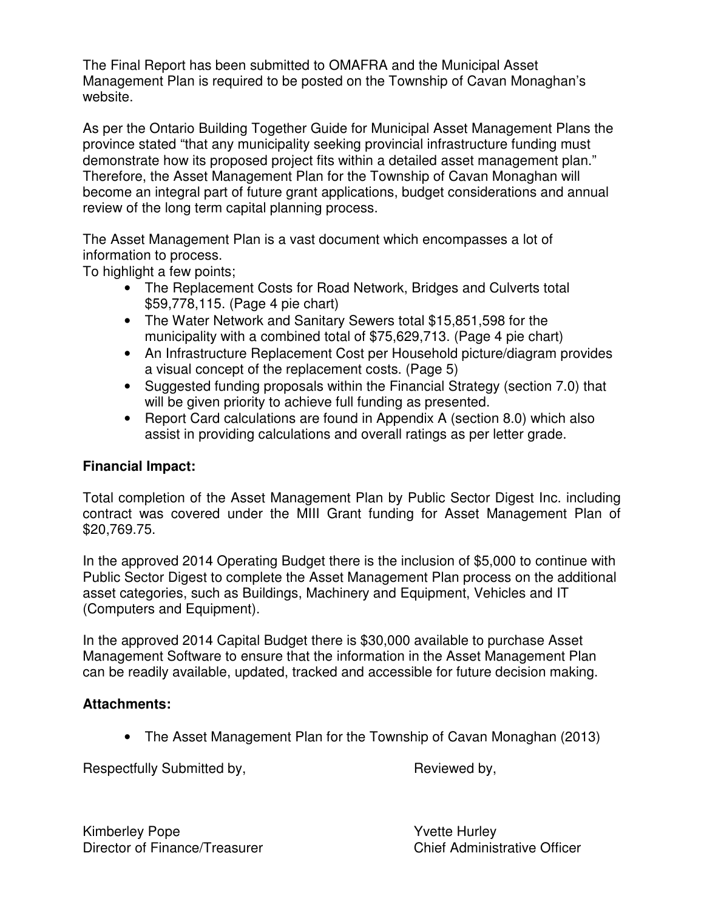The Final Report has been submitted to OMAFRA and the Municipal Asset Management Plan is required to be posted on the Township of Cavan Monaghan's website.

As per the Ontario Building Together Guide for Municipal Asset Management Plans the province stated "that any municipality seeking provincial infrastructure funding must demonstrate how its proposed project fits within a detailed asset management plan." Therefore, the Asset Management Plan for the Township of Cavan Monaghan will become an integral part of future grant applications, budget considerations and annual review of the long term capital planning process.

The Asset Management Plan is a vast document which encompasses a lot of information to process.
To highlight a few points;

- The Replacement Costs for Road Network, Bridges and Culverts total $59,778,115. (Page 4 pie chart)
- The Water Network and Sanitary Sewers total $15,851,598 for the municipality with a combined total of $75,629,713. (Page 4 pie chart)
- An Infrastructure Replacement Cost per Household picture/diagram provides a visual concept of the replacement costs. (Page 5)
- Suggested funding proposals within the Financial Strategy (section 7.0) that will be given priority to achieve full funding as presented.
- Report Card calculations are found in Appendix A (section 8.0) which also assist in providing calculations and overall ratings as per letter grade.

**Financial Impact:**

Total completion of the Asset Management Plan by Public Sector Digest Inc. including contract was covered under the MIII Grant funding for Asset Management Plan of $20,769.75.

In the approved 2014 Operating Budget there is the inclusion of $5,000 to continue with Public Sector Digest to complete the Asset Management Plan process on the additional asset categories, such as Buildings, Machinery and Equipment, Vehicles and IT (Computers and Equipment).

In the approved 2014 Capital Budget there is $30,000 available to purchase Asset Management Software to ensure that the information in the Asset Management Plan can be readily available, updated, tracked and accessible for future decision making.

**Attachments:**

- The Asset Management Plan for the Township of Cavan Monaghan (2013)

Respectfully Submitted by,

Kimberley Pope
Director of Finance/Treasurer

Reviewed by,

Yvette Hurley
Chief Administrative Officer